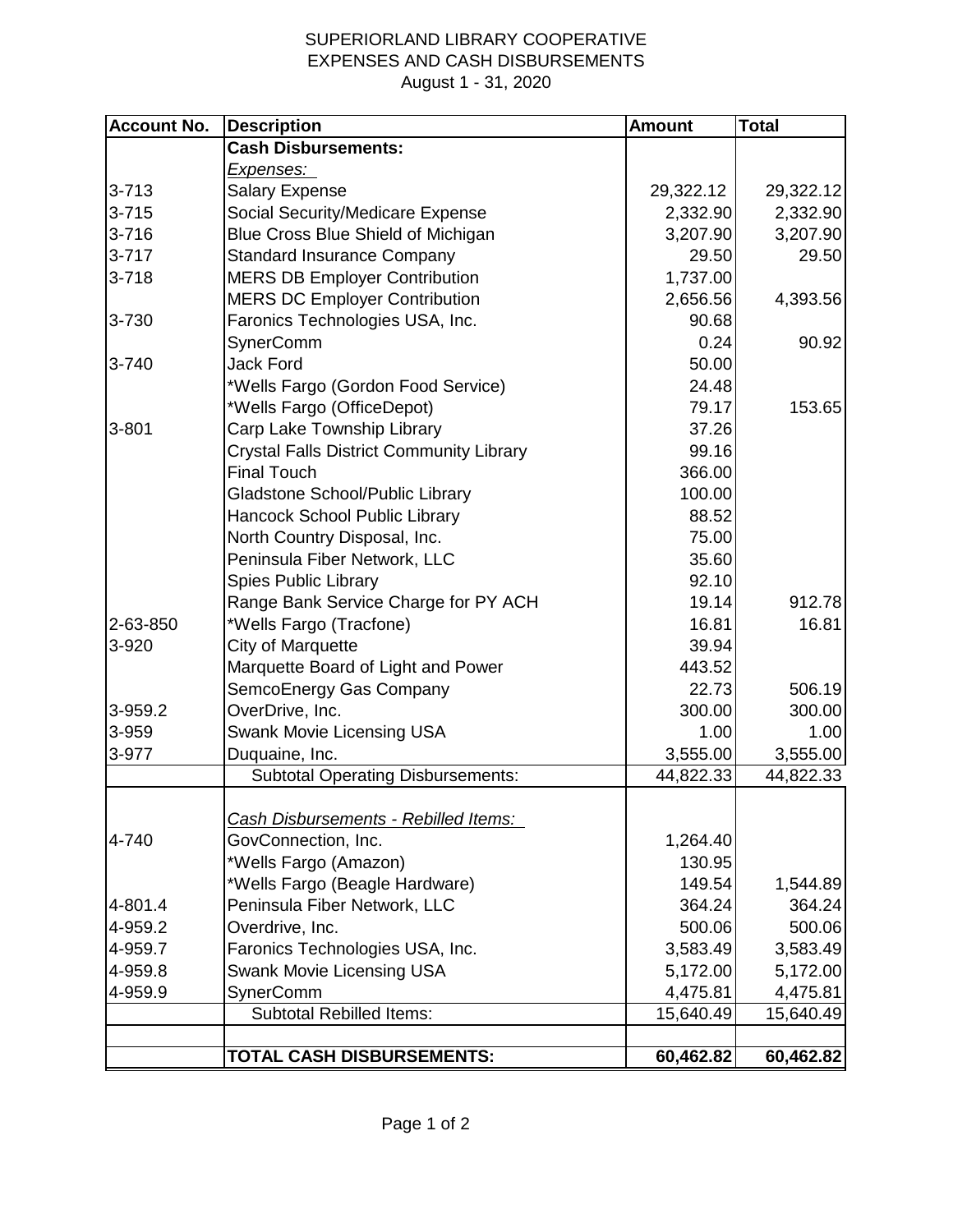# SUPERIORLAND LIBRARY COOPERATIVE
## EXPENSES AND CASH DISBURSEMENTS
### August 1 - 31, 2020

| Account No. | Description | Amount | Total |
|---|---|---|---|
| | **Cash Disbursements:** | | |
| | *Expenses:* | | |
| 3-713 | Salary Expense | 29,322.12 | 29,322.12 |
| 3-715 | Social Security/Medicare Expense | 2,332.90 | 2,332.90 |
| 3-716 | Blue Cross Blue Shield of Michigan | 3,207.90 | 3,207.90 |
| 3-717 | Standard Insurance Company | 29.50 | 29.50 |
| 3-718 | MERS DB Employer Contribution | 1,737.00 | |
| | MERS DC Employer Contribution | 2,656.56 | 4,393.56 |
| 3-730 | Faronics Technologies USA, Inc. | 90.68 | |
| | SynerComm | 0.24 | 90.92 |
| 3-740 | Jack Ford | 50.00 | |
| | *Wells Fargo (Gordon Food Service) | 24.48 | |
| | *Wells Fargo (OfficeDepot) | 79.17 | 153.65 |
| 3-801 | Carp Lake Township Library | 37.26 | |
| | Crystal Falls District Community Library | 99.16 | |
| | Final Touch | 366.00 | |
| | Gladstone School/Public Library | 100.00 | |
| | Hancock School Public Library | 88.52 | |
| | North Country Disposal, Inc. | 75.00 | |
| | Peninsula Fiber Network, LLC | 35.60 | |
| | Spies Public Library | 92.10 | |
| | Range Bank Service Charge for PY ACH | 19.14 | 912.78 |
| 2-63-850 | *Wells Fargo (Tracfone) | 16.81 | 16.81 |
| 3-920 | City of Marquette | 39.94 | |
| | Marquette Board of Light and Power | 443.52 | |
| | SemcoEnergy Gas Company | 22.73 | 506.19 |
| 3-959.2 | OverDrive, Inc. | 300.00 | 300.00 |
| 3-959 | Swank Movie Licensing USA | 1.00 | 1.00 |
| 3-977 | Duquaine, Inc. | 3,555.00 | 3,555.00 |
| | Subtotal Operating Disbursements: | 44,822.33 | 44,822.33 |
| | | | |
| | *Cash Disbursements - Rebilled Items:* | | |
| 4-740 | GovConnection, Inc. | 1,264.40 | |
| | *Wells Fargo (Amazon) | 130.95 | |
| | *Wells Fargo (Beagle Hardware) | 149.54 | 1,544.89 |
| 4-801.4 | Peninsula Fiber Network, LLC | 364.24 | 364.24 |
| 4-959.2 | Overdrive, Inc. | 500.06 | 500.06 |
| 4-959.7 | Faronics Technologies USA, Inc. | 3,583.49 | 3,583.49 |
| 4-959.8 | Swank Movie Licensing USA | 5,172.00 | 5,172.00 |
| 4-959.9 | SynerComm | 4,475.81 | 4,475.81 |
| | Subtotal Rebilled Items: | 15,640.49 | 15,640.49 |
| | | | |
| | **TOTAL CASH DISBURSEMENTS:** | **60,462.82** | **60,462.82** |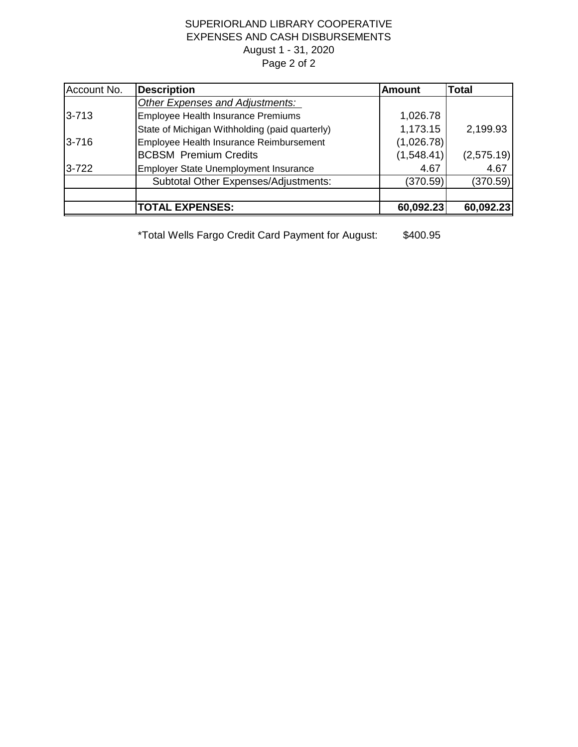# SUPERIORLAND LIBRARY COOPERATIVE
## EXPENSES AND CASH DISBURSEMENTS
August 1 - 31, 2020

| Account No. | Description | Amount | Total |
| --- | --- | --- | --- |
| | *Other Expenses and Adjustments:* | | |
| 3-713 | Employee Health Insurance Premiums | 1,026.78 | |
| | State of Michigan Withholding (paid quarterly) | 1,173.15 | 2,199.93 |
| 3-716 | Employee Health Insurance Reimbursement | (1,026.78) | |
| | BCBSM Premium Credits | (1,548.41) | (2,575.19) |
| 3-722 | Employer State Unemployment Insurance | 4.67 | 4.67 |
| | Subtotal Other Expenses/Adjustments: | (370.59) | (370.59) |
| | | | |
| | **TOTAL EXPENSES:** | **60,092.23** | **60,092.23** |

*Total Wells Fargo Credit Card Payment for August: $400.95